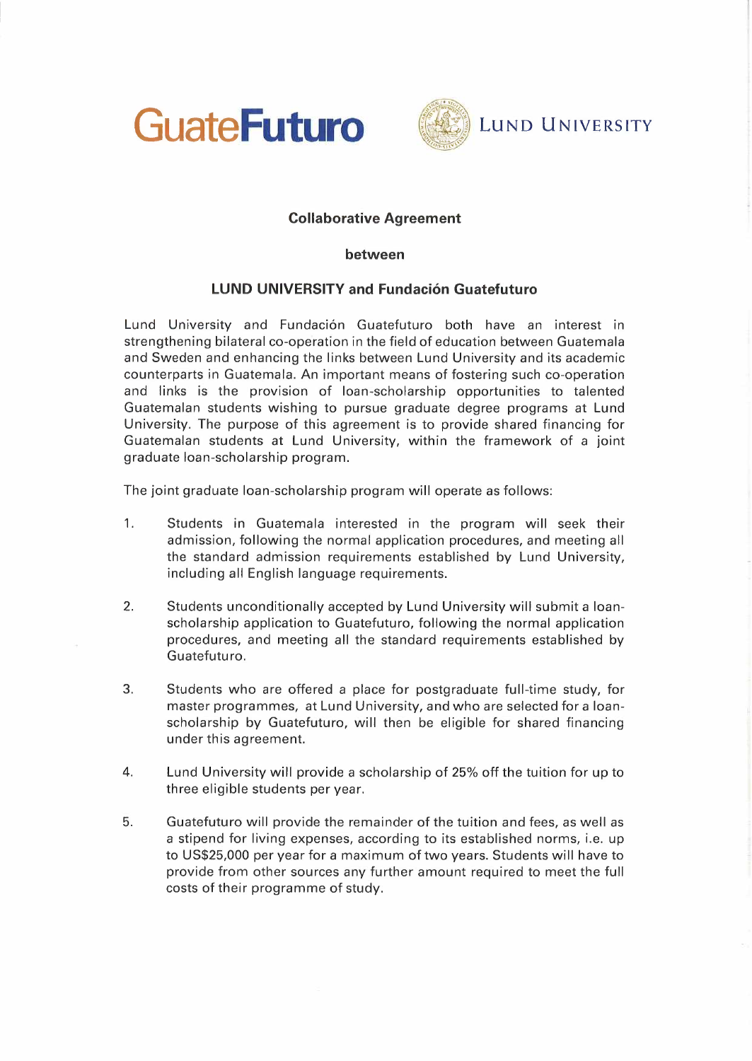GuateFuturo LUND UNIVERSITY

**Collaborative Agreement**

**between**

**LUND UNIVERSITY and Fundación Guatefuturo**

Lund University and Fundación Guatefuturo both have an interest in strengthening bilateral co-operation in the field of education between Guatemala and Sweden and enhancing the links between Lund University and its academic counterparts in Guatemala. An important means of fostering such co-operation and links is the provision of loan-scholarship opportunities to talented Guatemalan students wishing to pursue graduate degree programs at Lund University. The purpose of this agreement is to provide shared financing for Guatemalan students at Lund University, within the framework of a joint graduate loan-scholarship program.

The joint graduate loan-scholarship program will operate as follows:

1. Students in Guatemala interested in the program will seek their admission, following the normal application procedures, and meeting all the standard admission requirements established by Lund University, including all English language requirements.

2. Students unconditionally accepted by Lund University will submit a loan-scholarship application to Guatefuturo, following the normal application procedures, and meeting all the standard requirements established by Guatefuturo.

3. Students who are offered a place for postgraduate full-time study, for master programmes, at Lund University, and who are selected for a loan-scholarship by Guatefuturo, will then be eligible for shared financing under this agreement.

4. Lund University will provide a scholarship of 25% off the tuition for up to three eligible students per year.

5. Guatefuturo will provide the remainder of the tuition and fees, as well as a stipend for living expenses, according to its established norms, i.e. up to US$25,000 per year for a maximum of two years. Students will have to provide from other sources any further amount required to meet the full costs of their programme of study.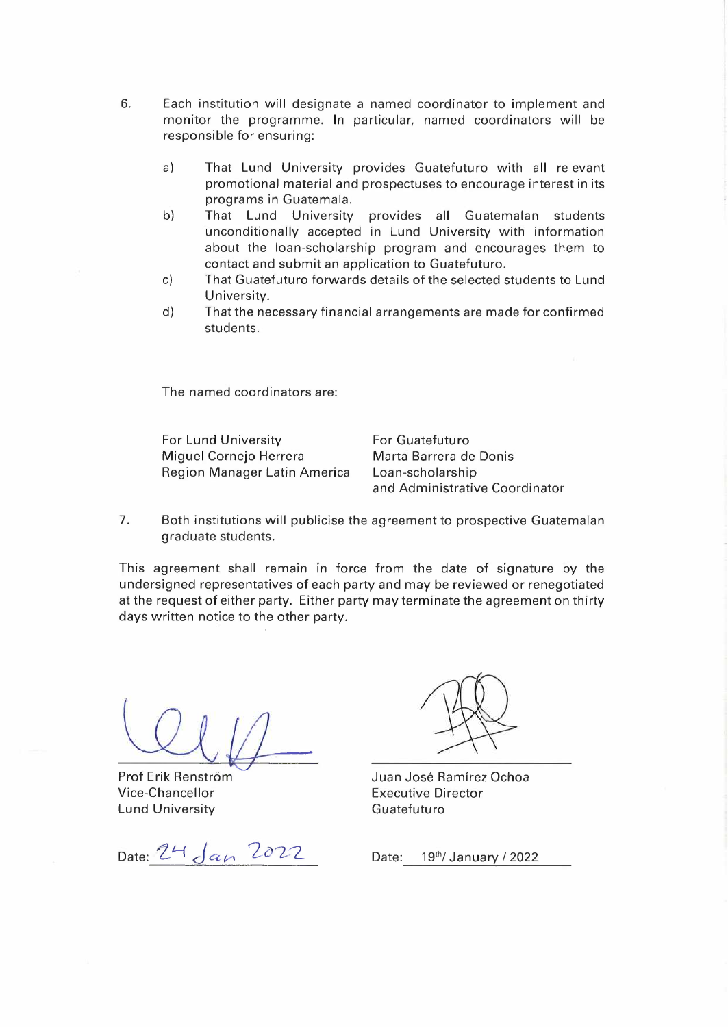6. Each institution will designate a named coordinator to implement and monitor the programme. In particular, named coordinators will be responsible for ensuring:

   a) That Lund University provides Guatefuturo with all relevant promotional material and prospectuses to encourage interest in its programs in Guatemala.
   b) That Lund University provides all Guatemalan students unconditionally accepted in Lund University with information about the loan-scholarship program and encourages them to contact and submit an application to Guatefuturo.
   c) That Guatefuturo forwards details of the selected students to Lund University.
   d) That the necessary financial arrangements are made for confirmed students.

   The named coordinators are:

   | | |
   |---|---|
   | For Lund University | For Guatefuturo |
   | Miguel Cornejo Herrera | Marta Barrera de Donis |
   | Region Manager Latin America | Loan-scholarship and Administrative Coordinator |

7. Both institutions will publicise the agreement to prospective Guatemalan graduate students.

This agreement shall remain in force from the date of signature by the undersigned representatives of each party and may be reviewed or renegotiated at the request of either party. Either party may terminate the agreement on thirty days written notice to the other party.

| | |
|---|---|
| Prof Erik Renström | Juan José Ramírez Ochoa |
| Vice-Chancellor | Executive Director |
| Lund University | Guatefuturo |
| Date: 24 Jan 2022 | Date: 19th/ January / 2022 |